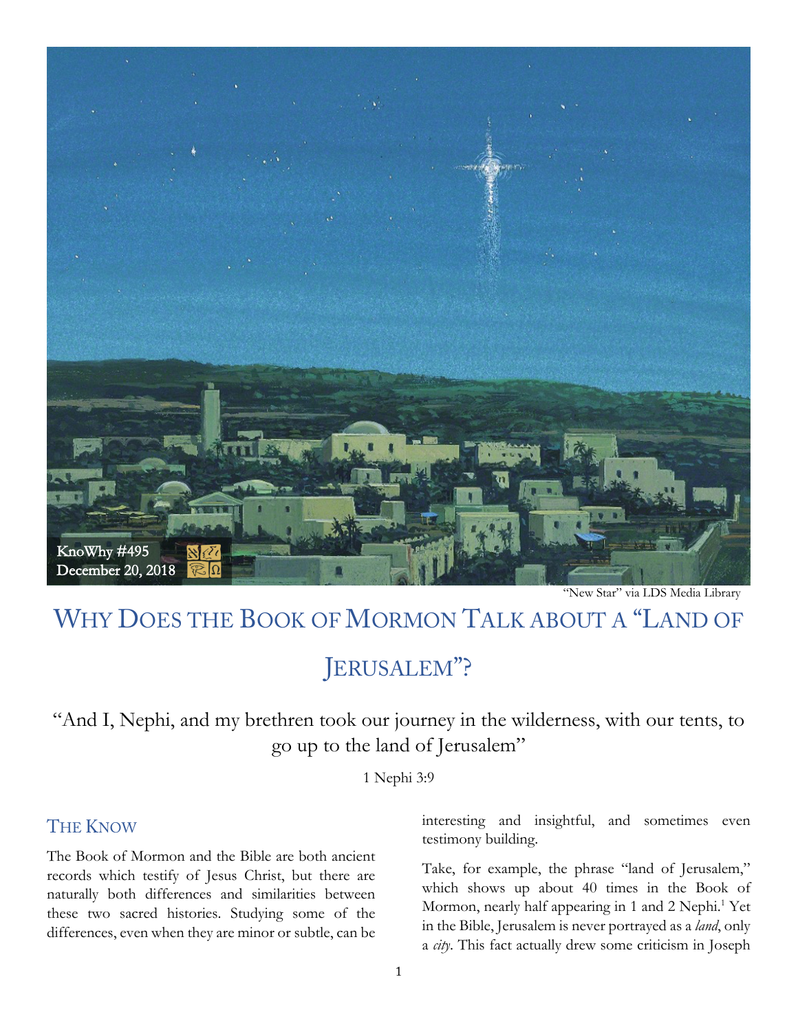KnoWhy #495
December 20, 2018

"New Star" via LDS Media Library

# Why Does the Book of Mormon Talk about a "Land of Jerusalem"?

"And I, Nephi, and my brethren took our journey in the wilderness, with our tents, to go up to the land of Jerusalem"

1 Nephi 3:9

## The Know

The Book of Mormon and the Bible are both ancient records which testify of Jesus Christ, but there are naturally both differences and similarities between these two sacred histories. Studying some of the differences, even when they are minor or subtle, can be interesting and insightful, and sometimes even testimony building.

Take, for example, the phrase "land of Jerusalem," which shows up about 40 times in the Book of Mormon, nearly half appearing in 1 and 2 Nephi.[1] Yet in the Bible, Jerusalem is never portrayed as a *land*, only a *city*. This fact actually drew some criticism in Joseph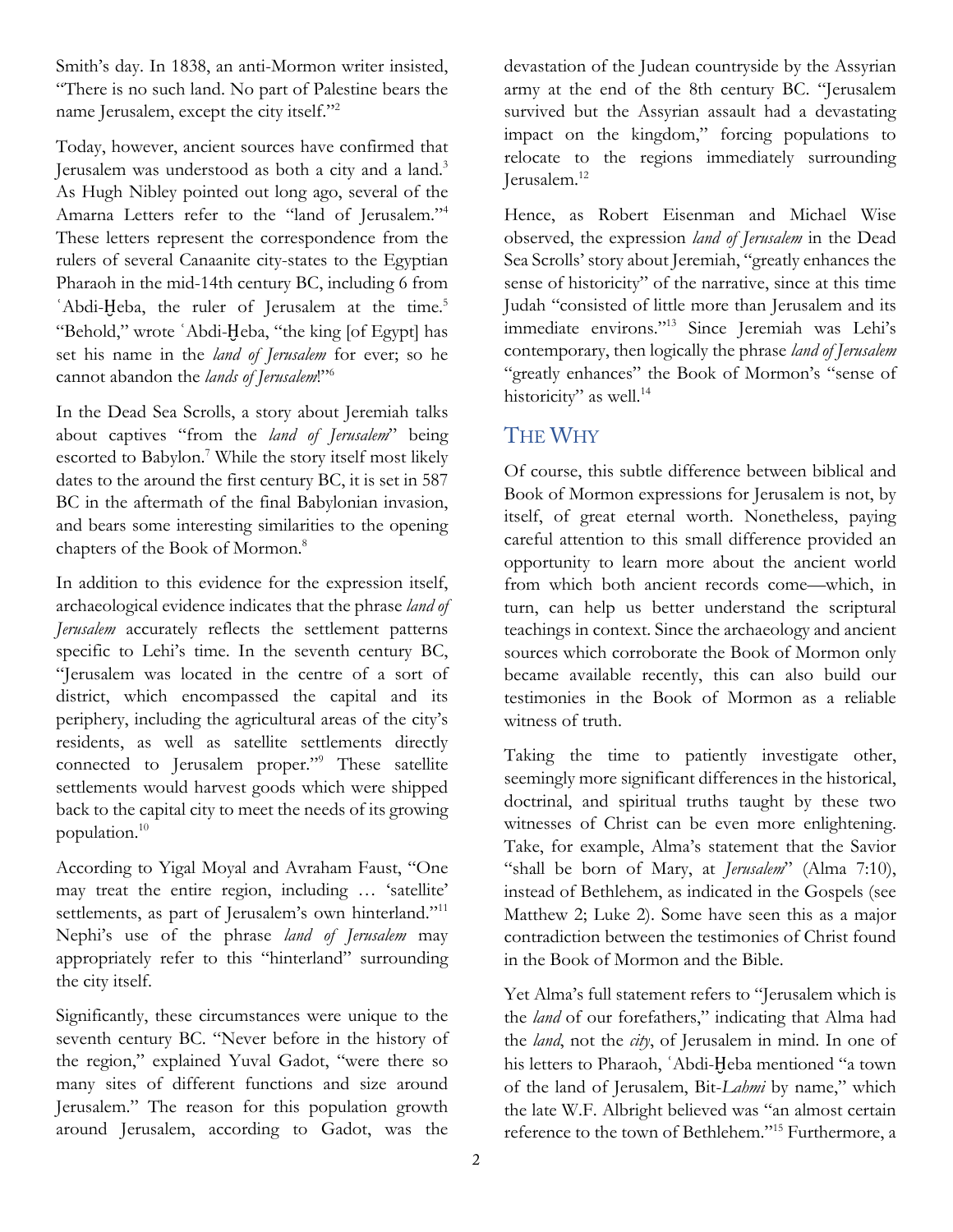Smith's day. In 1838, an anti-Mormon writer insisted, "There is no such land. No part of Palestine bears the name Jerusalem, except the city itself."[2]

Today, however, ancient sources have confirmed that Jerusalem was understood as both a city and a land.[3] As Hugh Nibley pointed out long ago, several of the Amarna Letters refer to the "land of Jerusalem."[4] These letters represent the correspondence from the rulers of several Canaanite city-states to the Egyptian Pharaoh in the mid-14th century BC, including 6 from ʿAbdi-Ḫeba, the ruler of Jerusalem at the time.[5] "Behold," wrote ʿAbdi-Ḫeba, "the king [of Egypt] has set his name in the *land of Jerusalem* for ever; so he cannot abandon the *lands of Jerusalem*!"[6]

In the Dead Sea Scrolls, a story about Jeremiah talks about captives "from the *land of Jerusalem*" being escorted to Babylon.[7] While the story itself most likely dates to the around the first century BC, it is set in 587 BC in the aftermath of the final Babylonian invasion, and bears some interesting similarities to the opening chapters of the Book of Mormon.[8]

In addition to this evidence for the expression itself, archaeological evidence indicates that the phrase *land of Jerusalem* accurately reflects the settlement patterns specific to Lehi's time. In the seventh century BC, "Jerusalem was located in the centre of a sort of district, which encompassed the capital and its periphery, including the agricultural areas of the city's residents, as well as satellite settlements directly connected to Jerusalem proper."[9] These satellite settlements would harvest goods which were shipped back to the capital city to meet the needs of its growing population.[10]

According to Yigal Moyal and Avraham Faust, "One may treat the entire region, including … 'satellite' settlements, as part of Jerusalem's own hinterland."[11] Nephi's use of the phrase *land of Jerusalem* may appropriately refer to this "hinterland" surrounding the city itself.

Significantly, these circumstances were unique to the seventh century BC. "Never before in the history of the region," explained Yuval Gadot, "were there so many sites of different functions and size around Jerusalem." The reason for this population growth around Jerusalem, according to Gadot, was the devastation of the Judean countryside by the Assyrian army at the end of the 8th century BC. "Jerusalem survived but the Assyrian assault had a devastating impact on the kingdom," forcing populations to relocate to the regions immediately surrounding Jerusalem.[12]

Hence, as Robert Eisenman and Michael Wise observed, the expression *land of Jerusalem* in the Dead Sea Scrolls' story about Jeremiah, "greatly enhances the sense of historicity" of the narrative, since at this time Judah "consisted of little more than Jerusalem and its immediate environs."[13] Since Jeremiah was Lehi's contemporary, then logically the phrase *land of Jerusalem* "greatly enhances" the Book of Mormon's "sense of historicity" as well.[14]

## The Why

Of course, this subtle difference between biblical and Book of Mormon expressions for Jerusalem is not, by itself, of great eternal worth. Nonetheless, paying careful attention to this small difference provided an opportunity to learn more about the ancient world from which both ancient records come—which, in turn, can help us better understand the scriptural teachings in context. Since the archaeology and ancient sources which corroborate the Book of Mormon only became available recently, this can also build our testimonies in the Book of Mormon as a reliable witness of truth.

Taking the time to patiently investigate other, seemingly more significant differences in the historical, doctrinal, and spiritual truths taught by these two witnesses of Christ can be even more enlightening. Take, for example, Alma's statement that the Savior "shall be born of Mary, at *Jerusalem*" (Alma 7:10), instead of Bethlehem, as indicated in the Gospels (see Matthew 2; Luke 2). Some have seen this as a major contradiction between the testimonies of Christ found in the Book of Mormon and the Bible.

Yet Alma's full statement refers to "Jerusalem which is the *land* of our forefathers," indicating that Alma had the *land*, not the *city*, of Jerusalem in mind. In one of his letters to Pharaoh, ʿAbdi-Ḫeba mentioned "a town of the land of Jerusalem, Bit-*Lahmi* by name," which the late W.F. Albright believed was "an almost certain reference to the town of Bethlehem."[15] Furthermore, a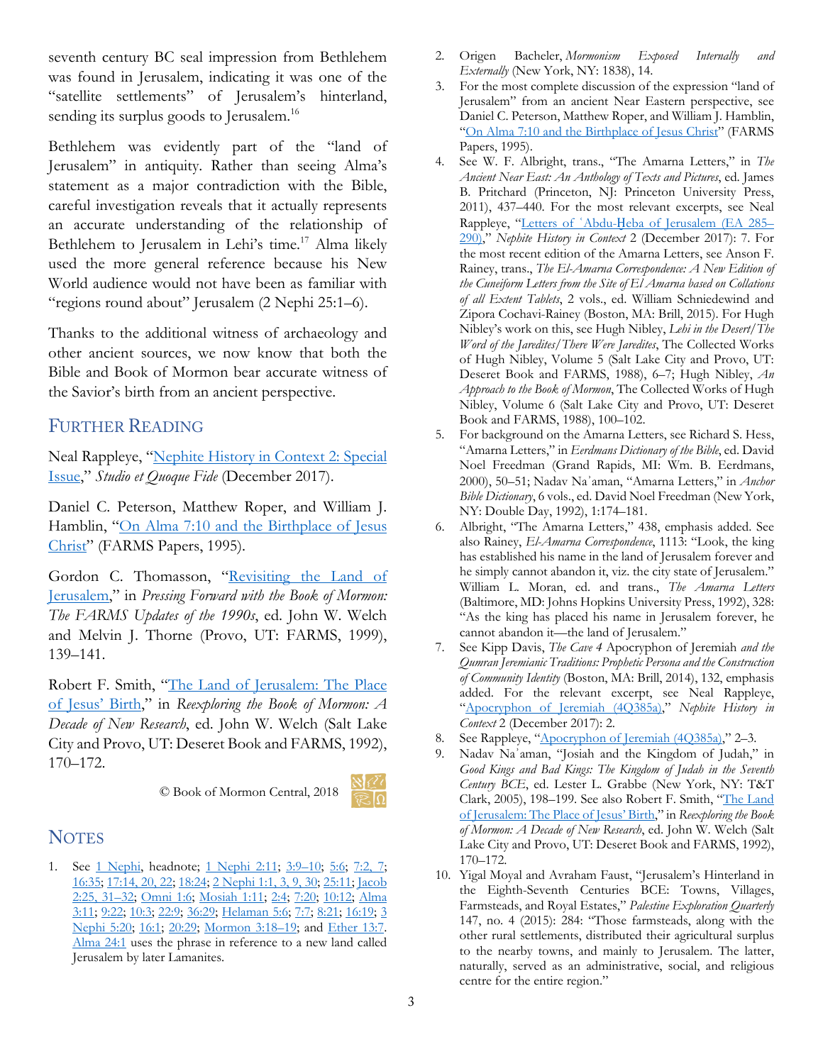seventh century BC seal impression from Bethlehem was found in Jerusalem, indicating it was one of the "satellite settlements" of Jerusalem's hinterland, sending its surplus goods to Jerusalem.[16]

Bethlehem was evidently part of the "land of Jerusalem" in antiquity. Rather than seeing Alma's statement as a major contradiction with the Bible, careful investigation reveals that it actually represents an accurate understanding of the relationship of Bethlehem to Jerusalem in Lehi's time.[17] Alma likely used the more general reference because his New World audience would not have been as familiar with "regions round about" Jerusalem (2 Nephi 25:1–6).

Thanks to the additional witness of archaeology and other ancient sources, we now know that both the Bible and Book of Mormon bear accurate witness of the Savior's birth from an ancient perspective.

## Further Reading

Neal Rappleye, "Nephite History in Context 2: Special Issue," *Studio et Quoque Fide* (December 2017).

Daniel C. Peterson, Matthew Roper, and William J. Hamblin, "On Alma 7:10 and the Birthplace of Jesus Christ" (FARMS Papers, 1995).

Gordon C. Thomasson, "Revisiting the Land of Jerusalem," in *Pressing Forward with the Book of Mormon: The FARMS Updates of the 1990s*, ed. John W. Welch and Melvin J. Thorne (Provo, UT: FARMS, 1999), 139–141.

Robert F. Smith, "The Land of Jerusalem: The Place of Jesus' Birth," in *Reexploring the Book of Mormon: A Decade of New Research*, ed. John W. Welch (Salt Lake City and Provo, UT: Deseret Book and FARMS, 1992), 170–172.

© Book of Mormon Central, 2018

## Notes

1. See 1 Nephi, headnote; 1 Nephi 2:11; 3:9–10; 5:6; 7:2, 7; 16:35; 17:14, 20, 22; 18:24; 2 Nephi 1:1, 3, 9, 30; 25:11; Jacob 2:25, 31–32; Omni 1:6; Mosiah 1:11; 2:4; 7:20; 10:12; Alma 3:11; 9:22; 10:3; 22:9; 36:29; Helaman 5:6; 7:7; 8:21; 16:19; 3 Nephi 5:20; 16:1; 20:29; Mormon 3:18–19; and Ether 13:7. Alma 24:1 uses the phrase in reference to a new land called Jerusalem by later Lamanites.
2. Origen Bacheler, *Mormonism Exposed Internally and Externally* (New York, NY: 1838), 14.
3. For the most complete discussion of the expression "land of Jerusalem" from an ancient Near Eastern perspective, see Daniel C. Peterson, Matthew Roper, and William J. Hamblin, "On Alma 7:10 and the Birthplace of Jesus Christ" (FARMS Papers, 1995).
4. See W. F. Albright, trans., "The Amarna Letters," in *The Ancient Near East: An Anthology of Texts and Pictures*, ed. James B. Pritchard (Princeton, NJ: Princeton University Press, 2011), 437–440. For the most relevant excerpts, see Neal Rappleye, "Letters of ʿAbdu-Ḫeba of Jerusalem (EA 285–290)," *Nephite History in Context* 2 (December 2017): 7. For the most recent edition of the Amarna Letters, see Anson F. Rainey, trans., *The El-Amarna Correspondence: A New Edition of the Cuneiform Letters from the Site of El Amarna based on Collations of all Extent Tablets*, 2 vols., ed. William Schniedewind and Zipora Cochavi-Rainey (Boston, MA: Brill, 2015). For Hugh Nibley's work on this, see Hugh Nibley, *Lehi in the Desert/The Word of the Jaredites/There Were Jaredites*, The Collected Works of Hugh Nibley, Volume 5 (Salt Lake City and Provo, UT: Deseret Book and FARMS, 1988), 6–7; Hugh Nibley, *An Approach to the Book of Mormon*, The Collected Works of Hugh Nibley, Volume 6 (Salt Lake City and Provo, UT: Deseret Book and FARMS, 1988), 100–102.
5. For background on the Amarna Letters, see Richard S. Hess, "Amarna Letters," in *Eerdmans Dictionary of the Bible*, ed. David Noel Freedman (Grand Rapids, MI: Wm. B. Eerdmans, 2000), 50–51; Nadav Naʾaman, "Amarna Letters," in *Anchor Bible Dictionary*, 6 vols., ed. David Noel Freedman (New York, NY: Double Day, 1992), 1:174–181.
6. Albright, "The Amarna Letters," 438, emphasis added. See also Rainey, *El-Amarna Correspondence*, 1113: "Look, the king has established his name in the land of Jerusalem forever and he simply cannot abandon it, viz. the city state of Jerusalem." William L. Moran, ed. and trans., *The Amarna Letters* (Baltimore, MD: Johns Hopkins University Press, 1992), 328: "As the king has placed his name in Jerusalem forever, he cannot abandon it—the land of Jerusalem."
7. See Kipp Davis, *The Cave 4* Apocryphon of Jeremiah *and the Qumran Jeremianic Traditions: Prophetic Persona and the Construction of Community Identity* (Boston, MA: Brill, 2014), 132, emphasis added. For the relevant excerpt, see Neal Rappleye, "Apocryphon of Jeremiah (4Q385a)," *Nephite History in Context* 2 (December 2017): 2.
8. See Rappleye, "Apocryphon of Jeremiah (4Q385a)," 2–3.
9. Nadav Naʾaman, "Josiah and the Kingdom of Judah," in *Good Kings and Bad Kings: The Kingdom of Judah in the Seventh Century BCE*, ed. Lester L. Grabbe (New York, NY: T&T Clark, 2005), 198–199. See also Robert F. Smith, "The Land of Jerusalem: The Place of Jesus' Birth," in *Reexploring the Book of Mormon: A Decade of New Research*, ed. John W. Welch (Salt Lake City and Provo, UT: Deseret Book and FARMS, 1992), 170–172.
10. Yigal Moyal and Avraham Faust, "Jerusalem's Hinterland in the Eighth-Seventh Centuries BCE: Towns, Villages, Farmsteads, and Royal Estates," *Palestine Exploration Quarterly* 147, no. 4 (2015): 284: "Those farmsteads, along with the other rural settlements, distributed their agricultural surplus to the nearby towns, and mainly to Jerusalem. The latter, naturally, served as an administrative, social, and religious centre for the entire region."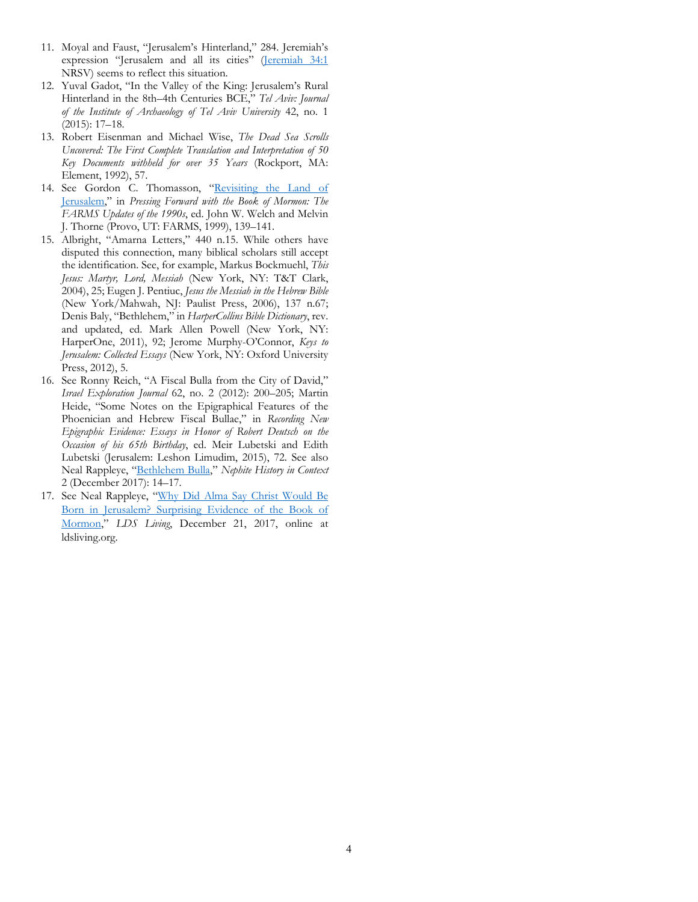11. Moyal and Faust, "Jerusalem's Hinterland," 284. Jeremiah's expression "Jerusalem and all its cities" (Jeremiah 34:1 NRSV) seems to reflect this situation.
12. Yuval Gadot, "In the Valley of the King: Jerusalem's Rural Hinterland in the 8th–4th Centuries BCE," *Tel Aviv: Journal of the Institute of Archaeology of Tel Aviv University* 42, no. 1 (2015): 17–18.
13. Robert Eisenman and Michael Wise, *The Dead Sea Scrolls Uncovered: The First Complete Translation and Interpretation of 50 Key Documents withheld for over 35 Years* (Rockport, MA: Element, 1992), 57.
14. See Gordon C. Thomasson, "Revisiting the Land of Jerusalem," in *Pressing Forward with the Book of Mormon: The FARMS Updates of the 1990s*, ed. John W. Welch and Melvin J. Thorne (Provo, UT: FARMS, 1999), 139–141.
15. Albright, "Amarna Letters," 440 n.15. While others have disputed this connection, many biblical scholars still accept the identification. See, for example, Markus Bockmuehl, *This Jesus: Martyr, Lord, Messiah* (New York, NY: T&T Clark, 2004), 25; Eugen J. Pentiuc, *Jesus the Messiah in the Hebrew Bible* (New York/Mahwah, NJ: Paulist Press, 2006), 137 n.67; Denis Baly, "Bethlehem," in *HarperCollins Bible Dictionary*, rev. and updated, ed. Mark Allen Powell (New York, NY: HarperOne, 2011), 92; Jerome Murphy-O'Connor, *Keys to Jerusalem: Collected Essays* (New York, NY: Oxford University Press, 2012), 5.
16. See Ronny Reich, "A Fiscal Bulla from the City of David," *Israel Exploration Journal* 62, no. 2 (2012): 200–205; Martin Heide, "Some Notes on the Epigraphical Features of the Phoenician and Hebrew Fiscal Bullae," in *Recording New Epigraphic Evidence: Essays in Honor of Robert Deutsch on the Occasion of his 65th Birthday*, ed. Meir Lubetski and Edith Lubetski (Jerusalem: Leshon Limudim, 2015), 72. See also Neal Rappleye, "Bethlehem Bulla," *Nephite History in Context* 2 (December 2017): 14–17.
17. See Neal Rappleye, "Why Did Alma Say Christ Would Be Born in Jerusalem? Surprising Evidence of the Book of Mormon," *LDS Living*, December 21, 2017, online at ldsliving.org.